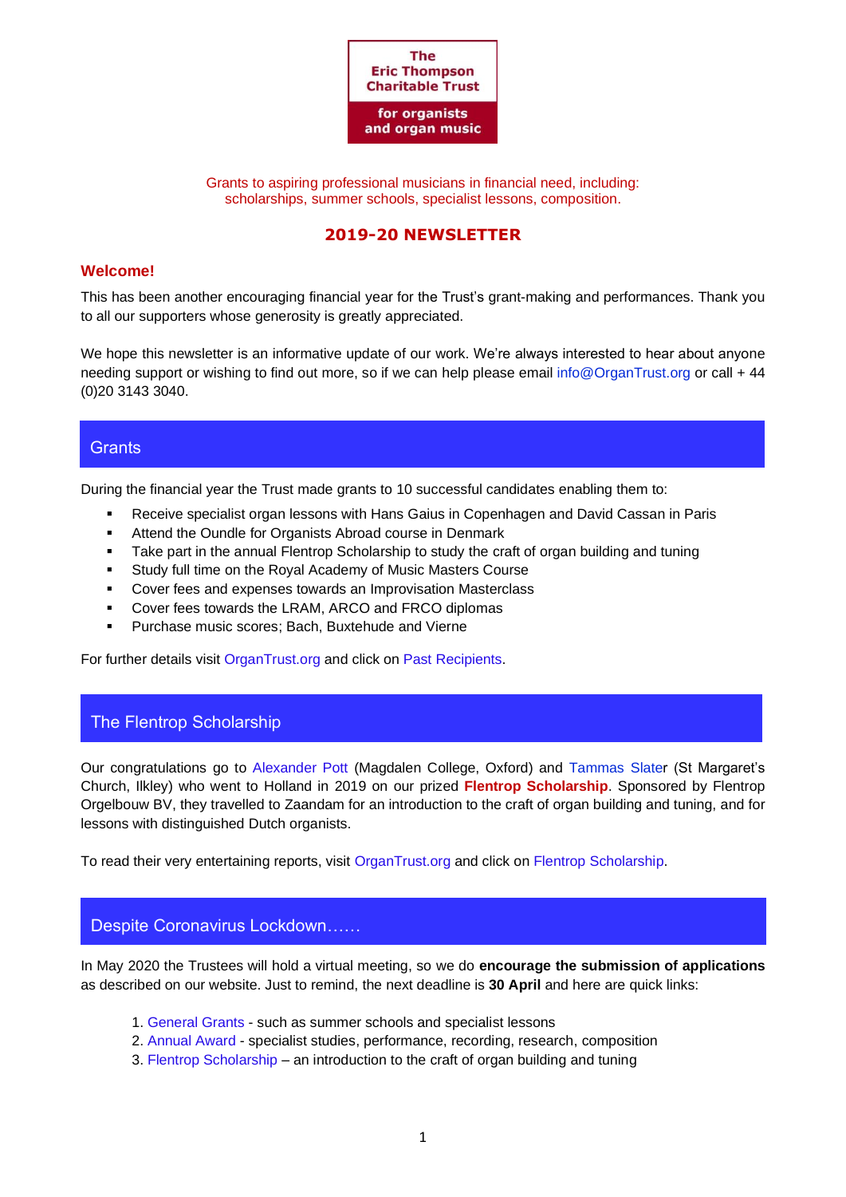**The Eric Thompson Charitable Trust**

**for organists and organ music**

Grants to aspiring professional musicians in financial need, including: scholarships, summer schools, specialist lessons, composition.

# 2019-20 NEWSLETTER

## Welcome!

This has been another encouraging financial year for the Trust's grant-making and performances. Thank you to all our supporters whose generosity is greatly appreciated.

We hope this newsletter is an informative update of our work. We're always interested to hear about anyone needing support or wishing to find out more, so if we can help please email info@OrganTrust.org or call + 44 (0)20 3143 3040.

## Grants

During the financial year the Trust made grants to 10 successful candidates enabling them to:

- Receive specialist organ lessons with Hans Gaius in Copenhagen and David Cassan in Paris
- Attend the Oundle for Organists Abroad course in Denmark
- Take part in the annual Flentrop Scholarship to study the craft of organ building and tuning
- Study full time on the Royal Academy of Music Masters Course
- Cover fees and expenses towards an Improvisation Masterclass
- Cover fees towards the LRAM, ARCO and FRCO diplomas
- Purchase music scores; Bach, Buxtehude and Vierne

For further details visit OrganTrust.org and click on Past Recipients.

## The Flentrop Scholarship

Our congratulations go to Alexander Pott (Magdalen College, Oxford) and Tammas Slater (St Margaret's Church, Ilkley) who went to Holland in 2019 on our prized **Flentrop Scholarship**. Sponsored by Flentrop Orgelbouw BV, they travelled to Zaandam for an introduction to the craft of organ building and tuning, and for lessons with distinguished Dutch organists.

To read their very entertaining reports, visit OrganTrust.org and click on Flentrop Scholarship.

## Despite Coronavirus Lockdown……

In May 2020 the Trustees will hold a virtual meeting, so we do **encourage the submission of applications** as described on our website. Just to remind, the next deadline is **30 April** and here are quick links:

1. General Grants - such as summer schools and specialist lessons
2. Annual Award - specialist studies, performance, recording, research, composition
3. Flentrop Scholarship – an introduction to the craft of organ building and tuning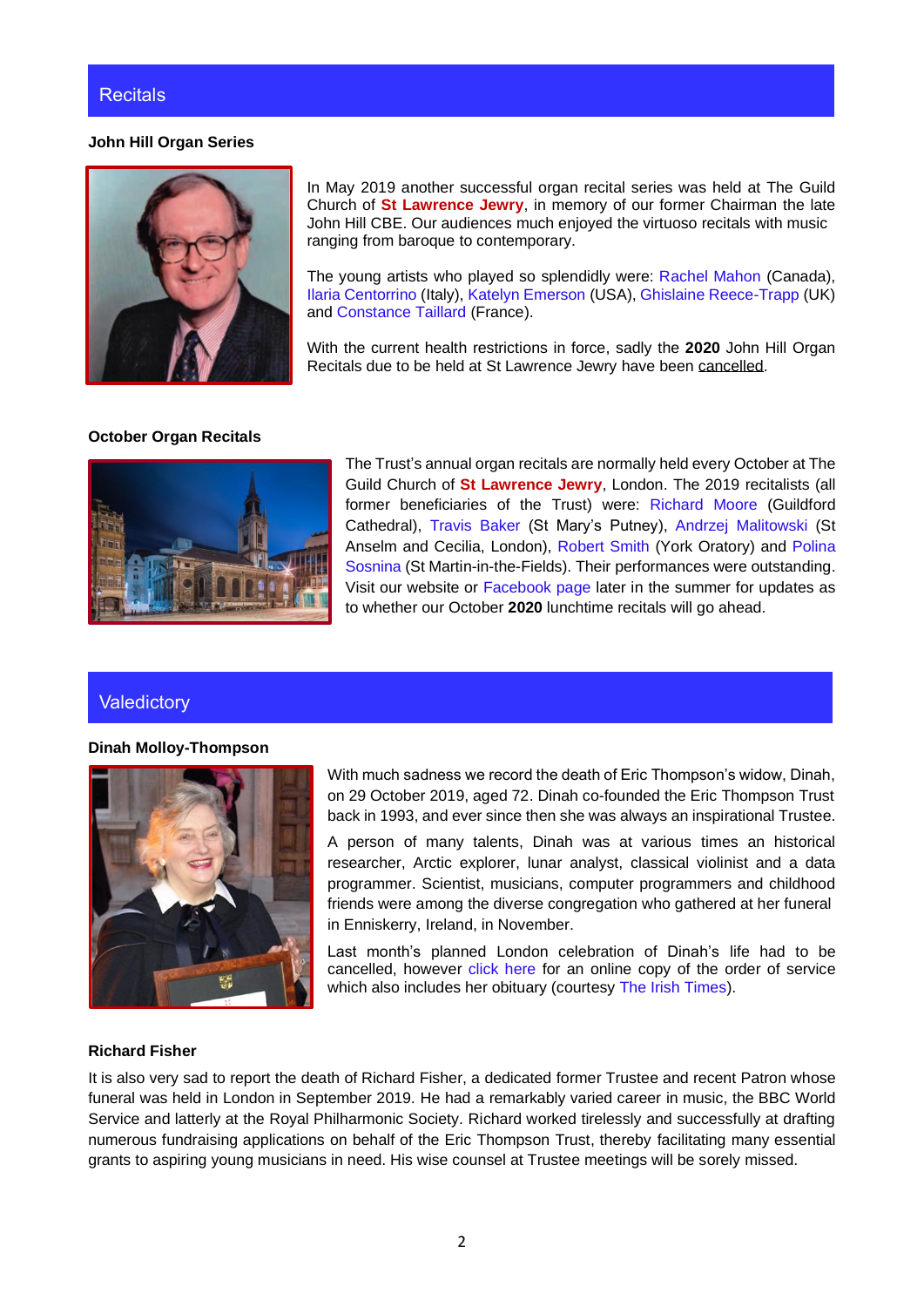## Recitals

### John Hill Organ Series

In May 2019 another successful organ recital series was held at The Guild Church of **St Lawrence Jewry**, in memory of our former Chairman the late John Hill CBE. Our audiences much enjoyed the virtuoso recitals with music ranging from baroque to contemporary.

The young artists who played so splendidly were: Rachel Mahon (Canada), Ilaria Centorrino (Italy), Katelyn Emerson (USA), Ghislaine Reece-Trapp (UK) and Constance Taillard (France).

With the current health restrictions in force, sadly the **2020** John Hill Organ Recitals due to be held at St Lawrence Jewry have been cancelled.

### October Organ Recitals

The Trust's annual organ recitals are normally held every October at The Guild Church of **St Lawrence Jewry**, London. The 2019 recitalists (all former beneficiaries of the Trust) were: Richard Moore (Guildford Cathedral), Travis Baker (St Mary's Putney), Andrzej Malitowski (St Anselm and Cecilia, London), Robert Smith (York Oratory) and Polina Sosnina (St Martin-in-the-Fields). Their performances were outstanding. Visit our website or Facebook page later in the summer for updates as to whether our October **2020** lunchtime recitals will go ahead.

## Valedictory

### Dinah Molloy-Thompson

With much sadness we record the death of Eric Thompson's widow, Dinah, on 29 October 2019, aged 72. Dinah co-founded the Eric Thompson Trust back in 1993, and ever since then she was always an inspirational Trustee.

A person of many talents, Dinah was at various times an historical researcher, Arctic explorer, lunar analyst, classical violinist and a data programmer. Scientist, musicians, computer programmers and childhood friends were among the diverse congregation who gathered at her funeral in Enniskerry, Ireland, in November.

Last month's planned London celebration of Dinah's life had to be cancelled, however click here for an online copy of the order of service which also includes her obituary (courtesy The Irish Times).

### Richard Fisher

It is also very sad to report the death of Richard Fisher, a dedicated former Trustee and recent Patron whose funeral was held in London in September 2019. He had a remarkably varied career in music, the BBC World Service and latterly at the Royal Philharmonic Society. Richard worked tirelessly and successfully at drafting numerous fundraising applications on behalf of the Eric Thompson Trust, thereby facilitating many essential grants to aspiring young musicians in need. His wise counsel at Trustee meetings will be sorely missed.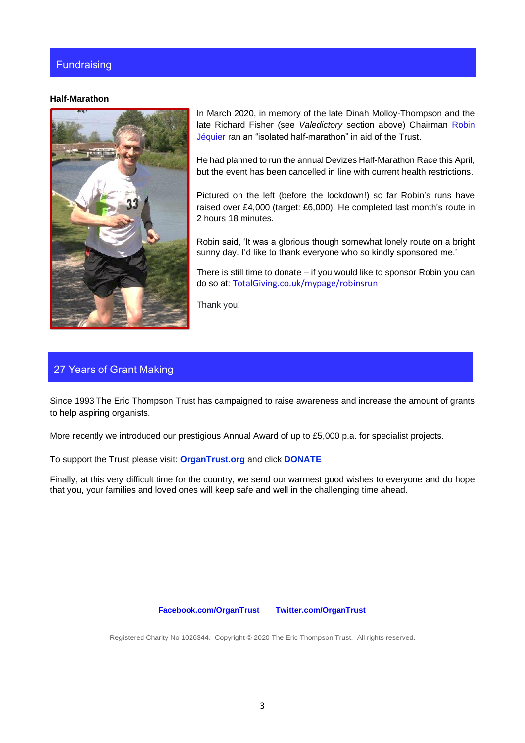## Fundraising

### Half-Marathon

In March 2020, in memory of the late Dinah Molloy-Thompson and the late Richard Fisher (see *Valedictory* section above) Chairman Robin Jéquier ran an "isolated half-marathon" in aid of the Trust.

He had planned to run the annual Devizes Half-Marathon Race this April, but the event has been cancelled in line with current health restrictions.

Pictured on the left (before the lockdown!) so far Robin's runs have raised over £4,000 (target: £6,000). He completed last month's route in 2 hours 18 minutes.

Robin said, 'It was a glorious though somewhat lonely route on a bright sunny day. I'd like to thank everyone who so kindly sponsored me.'

There is still time to donate – if you would like to sponsor Robin you can do so at: TotalGiving.co.uk/mypage/robinsrun

Thank you!

## 27 Years of Grant Making

Since 1993 The Eric Thompson Trust has campaigned to raise awareness and increase the amount of grants to help aspiring organists.

More recently we introduced our prestigious Annual Award of up to £5,000 p.a. for specialist projects.

To support the Trust please visit: **OrganTrust.org** and click **DONATE**

Finally, at this very difficult time for the country, we send our warmest good wishes to everyone and do hope that you, your families and loved ones will keep safe and well in the challenging time ahead.

**Facebook.com/OrganTrust** **Twitter.com/OrganTrust**

Registered Charity No 1026344. Copyright © 2020 The Eric Thompson Trust. All rights reserved.